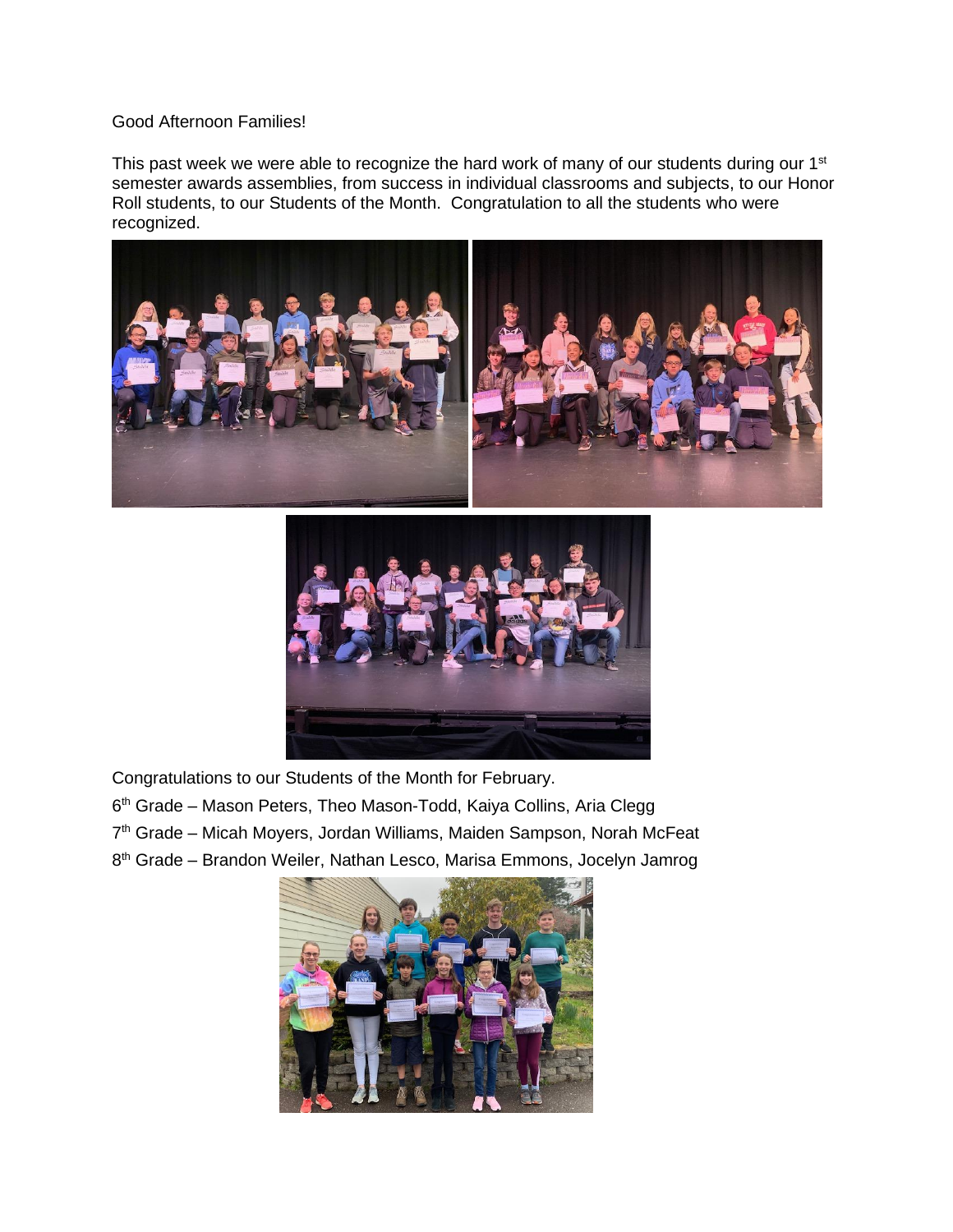Good Afternoon Families!

This past week we were able to recognize the hard work of many of our students during our 1st semester awards assemblies, from success in individual classrooms and subjects, to our Honor Roll students, to our Students of the Month. Congratulation to all the students who were recognized.

Congratulations to our Students of the Month for February.

6th Grade – Mason Peters, Theo Mason-Todd, Kaiya Collins, Aria Clegg

7th Grade – Micah Moyers, Jordan Williams, Maiden Sampson, Norah McFeat

8th Grade – Brandon Weiler, Nathan Lesco, Marisa Emmons, Jocelyn Jamrog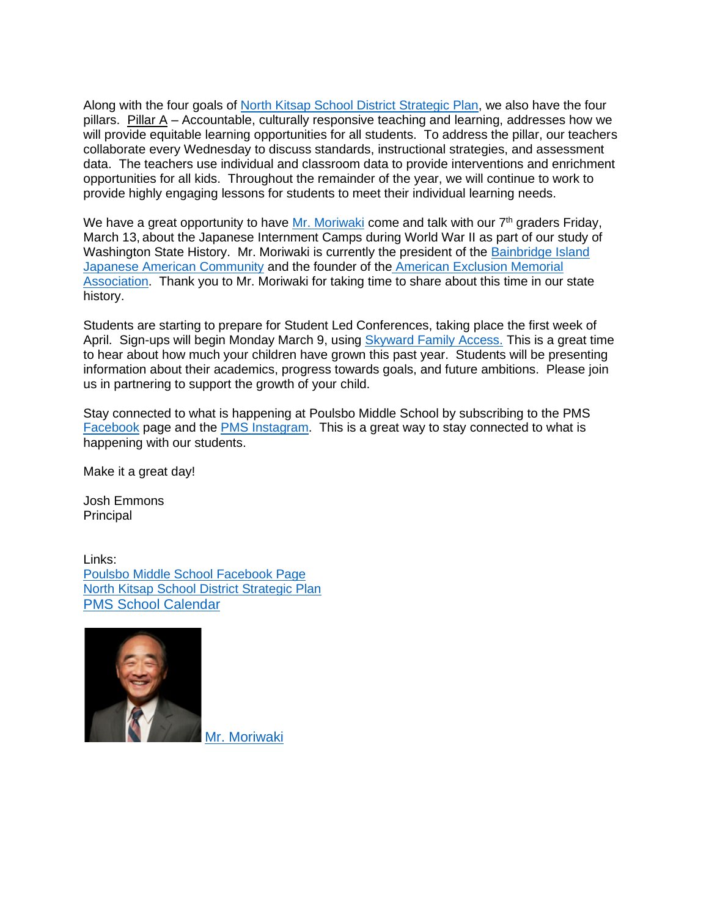Along with the four goals of North Kitsap School District Strategic Plan, we also have the four pillars. Pillar A – Accountable, culturally responsive teaching and learning, addresses how we will provide equitable learning opportunities for all students. To address the pillar, our teachers collaborate every Wednesday to discuss standards, instructional strategies, and assessment data. The teachers use individual and classroom data to provide interventions and enrichment opportunities for all kids. Throughout the remainder of the year, we will continue to work to provide highly engaging lessons for students to meet their individual learning needs.

We have a great opportunity to have Mr. Moriwaki come and talk with our 7th graders Friday, March 13, about the Japanese Internment Camps during World War II as part of our study of Washington State History. Mr. Moriwaki is currently the president of the Bainbridge Island Japanese American Community and the founder of the American Exclusion Memorial Association. Thank you to Mr. Moriwaki for taking time to share about this time in our state history.

Students are starting to prepare for Student Led Conferences, taking place the first week of April. Sign-ups will begin Monday March 9, using Skyward Family Access. This is a great time to hear about how much your children have grown this past year. Students will be presenting information about their academics, progress towards goals, and future ambitions. Please join us in partnering to support the growth of your child.

Stay connected to what is happening at Poulsbo Middle School by subscribing to the PMS Facebook page and the PMS Instagram. This is a great way to stay connected to what is happening with our students.

Make it a great day!

Josh Emmons
Principal

Links:
Poulsbo Middle School Facebook Page
North Kitsap School District Strategic Plan
PMS School Calendar

Mr. Moriwaki